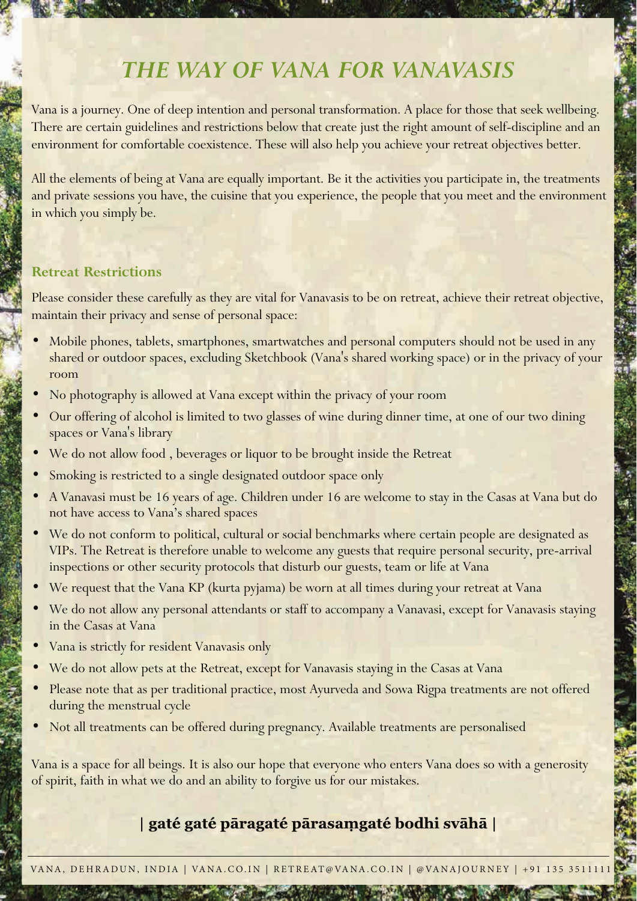# *THE WAY OF VANA FOR VANAVASIS*

Vana is a journey. One of deep intention and personal transformation. A place for those that seek wellbeing. There are certain guidelines and restrictions below that create just the right amount of self-discipline and an environment for comfortable coexistence. These will also help you achieve your retreat objectives better.

All the elements of being at Vana are equally important. Be it the activities you participate in, the treatments and private sessions you have, the cuisine that you experience, the people that you meet and the environment in which you simply be.

## Retreat Restrictions

Please consider these carefully as they are vital for Vanavasis to be on retreat, achieve their retreat objective, maintain their privacy and sense of personal space:

- Mobile phones, tablets, smartphones, smartwatches and personal computers should not be used in any shared or outdoor spaces, excluding Sketchbook (Vana's shared working space) or in the privacy of your room
- No photography is allowed at Vana except within the privacy of your room
- Our offering of alcohol is limited to two glasses of wine during dinner time, at one of our two dining spaces or Vana's library
- We do not allow food , beverages or liquor to be brought inside the Retreat
- Smoking is restricted to a single designated outdoor space only
- A Vanavasi must be 16 years of age. Children under 16 are welcome to stay in the Casas at Vana but do not have access to Vana's shared spaces
- We do not conform to political, cultural or social benchmarks where certain people are designated as VIPs. The Retreat is therefore unable to welcome any guests that require personal security, pre-arrival inspections or other security protocols that disturb our guests, team or life at Vana
- We request that the Vana KP (kurta pyjama) be worn at all times during your retreat at Vana
- We do not allow any personal attendants or staff to accompany a Vanavasi, except for Vanavasis staying in the Casas at Vana
- Vana is strictly for resident Vanavasis only
- We do not allow pets at the Retreat, except for Vanavasis staying in the Casas at Vana
- Please note that as per traditional practice, most Ayurveda and Sowa Rigpa treatments are not offered during the menstrual cycle
- Not all treatments can be offered during pregnancy. Available treatments are personalised

Vana is a space for all beings. It is also our hope that everyone who enters Vana does so with a generosity of spirit, faith in what we do and an ability to forgive us for our mistakes.

**| gaté gaté pāragaté pārasaṃgaté bodhi svāhā |**

VANA, DEHRADUN, INDIA | VANA.CO.IN | RETREAT@VANA.CO.IN | @VANAJOURNEY | +91 135 3511111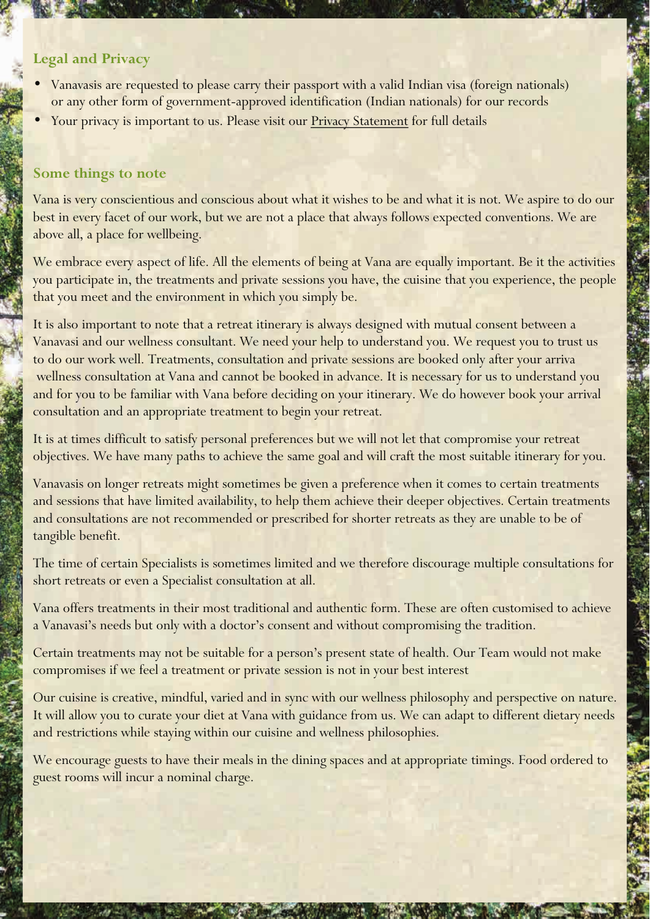## Legal and Privacy

- Vanavasis are requested to please carry their passport with a valid Indian visa (foreign nationals) or any other form of government-approved identification (Indian nationals) for our records
- Your privacy is important to us. Please visit our Privacy Statement for full details

## Some things to note

Vana is very conscientious and conscious about what it wishes to be and what it is not. We aspire to do our best in every facet of our work, but we are not a place that always follows expected conventions. We are above all, a place for wellbeing.

We embrace every aspect of life. All the elements of being at Vana are equally important. Be it the activities you participate in, the treatments and private sessions you have, the cuisine that you experience, the people that you meet and the environment in which you simply be.

It is also important to note that a retreat itinerary is always designed with mutual consent between a Vanavasi and our wellness consultant. We need your help to understand you. We request you to trust us to do our work well. Treatments, consultation and private sessions are booked only after your arriva wellness consultation at Vana and cannot be booked in advance. It is necessary for us to understand you and for you to be familiar with Vana before deciding on your itinerary. We do however book your arrival consultation and an appropriate treatment to begin your retreat.

It is at times difficult to satisfy personal preferences but we will not let that compromise your retreat objectives. We have many paths to achieve the same goal and will craft the most suitable itinerary for you.

Vanavasis on longer retreats might sometimes be given a preference when it comes to certain treatments and sessions that have limited availability, to help them achieve their deeper objectives. Certain treatments and consultations are not recommended or prescribed for shorter retreats as they are unable to be of tangible benefit.

The time of certain Specialists is sometimes limited and we therefore discourage multiple consultations for short retreats or even a Specialist consultation at all.

Vana offers treatments in their most traditional and authentic form. These are often customised to achieve a Vanavasi's needs but only with a doctor's consent and without compromising the tradition.

Certain treatments may not be suitable for a person's present state of health. Our Team would not make compromises if we feel a treatment or private session is not in your best interest

Our cuisine is creative, mindful, varied and in sync with our wellness philosophy and perspective on nature. It will allow you to curate your diet at Vana with guidance from us. We can adapt to different dietary needs and restrictions while staying within our cuisine and wellness philosophies.

We encourage guests to have their meals in the dining spaces and at appropriate timings. Food ordered to guest rooms will incur a nominal charge.